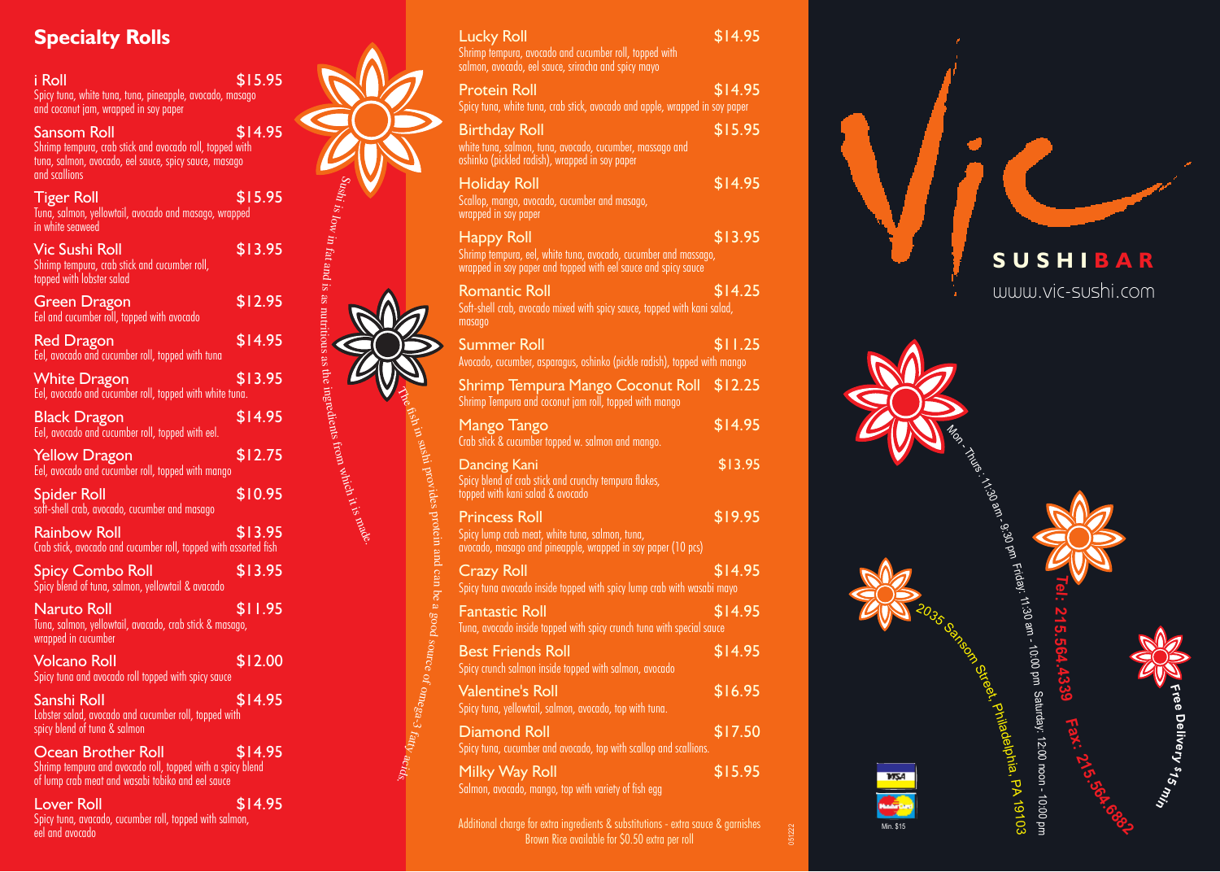## Specialty Rolls

**i Roll** $15.95
Spicy tuna, white tuna, tuna, pineapple, avocado, masago and coconut jam, wrapped in soy paper

**Sansom Roll** $14.95
Shrimp tempura, crab stick and avocado roll, topped with tuna, salmon, avocado, eel sauce, spicy sauce, masago and scallions

**Tiger Roll** $15.95
Tuna, salmon, yellowtail, avocado and masago, wrapped in white seaweed

**Vic Sushi Roll** $13.95
Shrimp tempura, crab stick and cucumber roll, topped with lobster salad

**Green Dragon** $12.95
Eel and cucumber roll, topped with avocado

**Red Dragon** $14.95
Eel, avocado and cucumber roll, topped with tuna

**White Dragon** $13.95
Eel, avocado and cucumber roll, topped with white tuna.

**Black Dragon** $14.95
Eel, avocado and cucumber roll, topped with eel.

**Yellow Dragon** $12.75
Eel, avocado and cucumber roll, topped with mango

**Spider Roll** $10.95
soft-shell crab, avocado, cucumber and masago

**Rainbow Roll** $13.95
Crab stick, avocado and cucumber roll, topped with assorted fish

**Spicy Combo Roll** $13.95
Spicy blend of tuna, salmon, yellowtail & avocado

**Naruto Roll** $11.95
Tuna, salmon, yellowtail, avocado, crab stick & masago, wrapped in cucumber

**Volcano Roll** $12.00
Spicy tuna and avocado roll topped with spicy sauce

**Sanshi Roll** $14.95
Lobster salad, avocado and cucumber roll, topped with spicy blend of tuna & salmon

**Ocean Brother Roll** $14.95
Shrimp tempura and avocado roll, topped with a spicy blend of lump crab meat and wasabi tobiko and eel sauce

**Lover Roll** $14.95
Spicy tuna, avocado, cucumber roll, topped with salmon, eel and avocado

*Sushi is low in fat and is as nutritious as the ingredients from which it is made.*

*The fish in sushi provides protein and can be a good source of omega-3 fatty acids.*

**Lucky Roll** $14.95
Shrimp tempura, avocado and cucumber roll, topped with salmon, avocado, eel sauce, sriracha and spicy mayo

**Protein Roll** $14.95
Spicy tuna, white tuna, crab stick, avocado and apple, wrapped in soy paper

**Birthday Roll** $15.95
white tuna, salmon, tuna, avocado, cucumber, massago and oshinko (pickled radish), wrapped in soy paper

**Holiday Roll** $14.95
Scallop, mango, avocado, cucumber and masago, wrapped in soy paper

**Happy Roll** $13.95
Shrimp tempura, eel, white tuna, avocado, cucumber and massago, wrapped in soy paper and topped with eel sauce and spicy sauce

**Romantic Roll** $14.25
Soft-shell crab, avocado mixed with spicy sauce, topped with kani salad, masago

**Summer Roll** $11.25
Avocado, cucumber, asparagus, oshinko (pickle radish), topped with mango

**Shrimp Tempura Mango Coconut Roll** $12.25
Shrimp Tempura and coconut jam roll, topped with mango

**Mango Tango** $14.95
Crab stick & cucumber topped w. salmon and mango.

**Dancing Kani** $13.95
Spicy blend of crab stick and crunchy tempura flakes, topped with kani salad & avocado

**Princess Roll** $19.95
Spicy lump crab meat, white tuna, salmon, tuna, avocado, masago and pineapple, wrapped in soy paper (10 pcs)

**Crazy Roll** $14.95
Spicy tuna avocado inside topped with spicy lump crab with wasabi mayo

**Fantastic Roll** $14.95
Tuna, avocado inside topped with spicy crunch tuna with special sauce

**Best Friends Roll** $14.95
Spicy crunch salmon inside topped with salmon, avocado

**Valentine's Roll** $16.95
Spicy tuna, yellowtail, salmon, avocado, top with tuna.

**Diamond Roll** $17.50
Spicy tuna, cucumber and avocado, top with scallop and scallions.

**Milky Way Roll** $15.95
Salmon, avocado, mango, top with variety of fish egg

Additional charge for extra ingredients & substitutions - extra sauce & garnishes
Brown Rice available for $0.50 extra per roll

051222

# Vic SUSHIBAR

www.vic-sushi.com

Mon - Thurs: 11:30 am - 9:30 pm Friday: 11:30 am - 10:00 pm Saturday: 12:00 noon - 10:00 pm

2035 Sansom Street, Philadelphia, PA 19103

**Tel: 215.564.4339** **Fax: 215.564.6882**

**Free Delivery $15 min**

VISA MasterCard Min. $15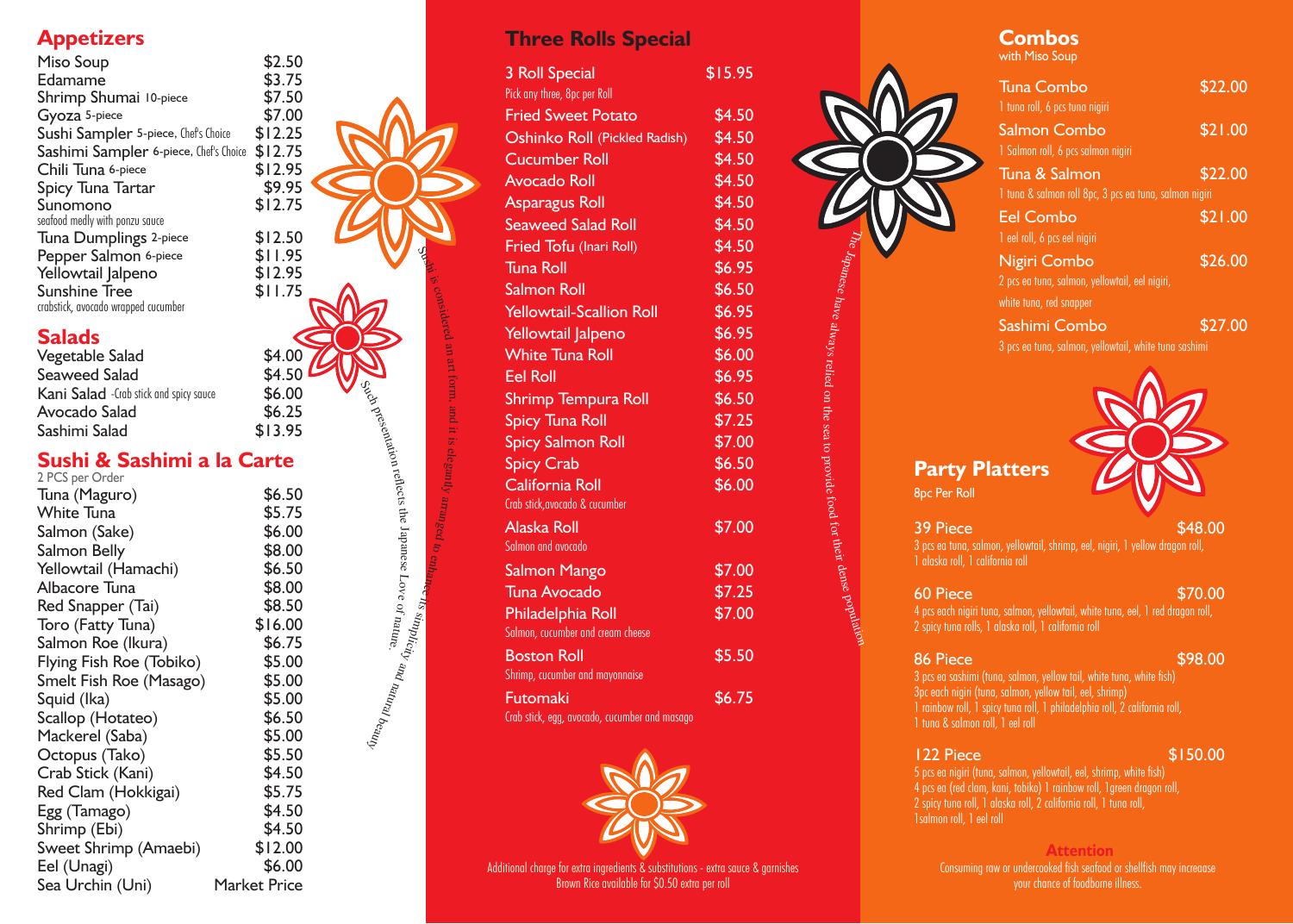## Appetizers

| | |
|---|---|
| Miso Soup | $2.50 |
| Edamame | $3.75 |
| Shrimp Shumai 10-piece | $7.50 |
| Gyoza 5-piece | $7.00 |
| Sushi Sampler 5-piece, Chef's Choice | $12.25 |
| Sashimi Sampler 6-piece, Chef's Choice | $12.75 |
| Chili Tuna 6-piece | $12.95 |
| Spicy Tuna Tartar | $9.95 |
| Sunomono<br>seafood medly with ponzu sauce | $12.75 |
| Tuna Dumplings 2-piece | $12.50 |
| Pepper Salmon 6-piece | $11.95 |
| Yellowtail Jalpeno | $12.95 |
| Sunshine Tree<br>crabstick, avocado wrapped cucumber | $11.75 |

## Salads

| | |
|---|---|
| Vegetable Salad | $4.00 |
| Seaweed Salad | $4.50 |
| Kani Salad -Crab stick and spicy sauce | $6.00 |
| Avocado Salad | $6.25 |
| Sashimi Salad | $13.95 |

## Sushi & Sashimi a la Carte

2 PCS per Order

| | |
|---|---|
| Tuna (Maguro) | $6.50 |
| White Tuna | $5.75 |
| Salmon (Sake) | $6.00 |
| Salmon Belly | $8.00 |
| Yellowtail (Hamachi) | $6.50 |
| Albacore Tuna | $8.00 |
| Red Snapper (Tai) | $8.50 |
| Toro (Fatty Tuna) | $16.00 |
| Salmon Roe (Ikura) | $6.75 |
| Flying Fish Roe (Tobiko) | $5.00 |
| Smelt Fish Roe (Masago) | $5.00 |
| Squid (Ika) | $5.00 |
| Scallop (Hotateo) | $6.50 |
| Mackerel (Saba) | $5.00 |
| Octopus (Tako) | $5.50 |
| Crab Stick (Kani) | $4.50 |
| Red Clam (Hokkigai) | $5.75 |
| Egg (Tamago) | $4.50 |
| Shrimp (Ebi) | $4.50 |
| Sweet Shrimp (Amaebi) | $12.00 |
| Eel (Unagi) | $6.00 |
| Sea Urchin (Uni) | Market Price |

Sushi is considered an art form, and it is elegantly arranged to enhance its simplicity and natural beauty

Such presentation reflects the Japanese Love of nature.

## Three Rolls Special

| | |
|---|---|
| 3 Roll Special<br>Pick any three, 8pc per Roll | $15.95 |
| Fried Sweet Potato | $4.50 |
| Oshinko Roll (Pickled Radish) | $4.50 |
| Cucumber Roll | $4.50 |
| Avocado Roll | $4.50 |
| Asparagus Roll | $4.50 |
| Seaweed Salad Roll | $4.50 |
| Fried Tofu (Inari Roll) | $4.50 |
| Tuna Roll | $6.95 |
| Salmon Roll | $6.50 |
| Yellowtail-Scallion Roll | $6.95 |
| Yellowtail Jalpeno | $6.95 |
| White Tuna Roll | $6.00 |
| Eel Roll | $6.95 |
| Shrimp Tempura Roll | $6.50 |
| Spicy Tuna Roll | $7.25 |
| Spicy Salmon Roll | $7.00 |
| Spicy Crab | $6.50 |
| California Roll<br>Crab stick,avocado & cucumber | $6.00 |
| Alaska Roll<br>Salmon and avocado | $7.00 |
| Salmon Mango | $7.00 |
| Tuna Avocado | $7.25 |
| Philadelphia Roll<br>Salmon, cucumber and cream cheese | $7.00 |
| Boston Roll<br>Shrimp, cucumber and mayonnaise | $5.50 |
| Futomaki<br>Crab stick, egg, avocado, cucumber and masago | $6.75 |

Additional charge for extra ingredients & substitutions - extra sauce & garnishes
Brown Rice available for $0.50 extra per roll

The Japanese have always relied on the sea to provide food for their dense population

## Combos

with Miso Soup

| | |
|---|---|
| Tuna Combo<br>1 tuna roll, 6 pcs tuna nigiri | $22.00 |
| Salmon Combo<br>1 Salmon roll, 6 pcs salmon nigiri | $21.00 |
| Tuna & Salmon<br>1 tuna & salmon roll 8pc, 3 pcs ea tuna, salmon nigiri | $22.00 |
| Eel Combo<br>1 eel roll, 6 pcs eel nigiri | $21.00 |
| Nigiri Combo<br>2 pcs ea tuna, salmon, yellowtail, eel nigiri, white tuna, red snapper | $26.00 |
| Sashimi Combo<br>3 pcs ea tuna, salmon, yellowtail, white tuna sashimi | $27.00 |

## Party Platters

8pc Per Roll

| | |
|---|---|
| 39 Piece<br>3 pcs ea tuna, salmon, yellowtail, shrimp, eel, nigiri, 1 yellow dragon roll, 1 alaska roll, 1 california roll | $48.00 |
| 60 Piece<br>4 pcs each nigiri tuna, salmon, yellowtail, white tuna, eel, 1 red dragon roll, 2 spicy tuna rolls, 1 alaska roll, 1 california roll | $70.00 |
| 86 Piece<br>3 pcs ea sashimi (tuna, salmon, yellow tail, white tuna, white fish) 3pc each nigiri (tuna, salmon, yellow tail, eel, shrimp) 1 rainbow roll, 1 spicy tuna roll, 1 philadelphia roll, 2 california roll, 1 tuna & salmon roll, 1 eel roll | $98.00 |
| 122 Piece<br>5 pcs ea nigiri (tuna, salmon, yellowtail, eel, shrimp, white fish) 4 pcs ea (red clam, kani, tobiko) 1 rainbow roll, 1green dragon roll, 2 spicy tuna roll, 1 alaska roll, 2 california roll, 1 tuna roll, 1salmon roll, 1 eel roll | $150.00 |

**Attention**

Consuming raw or undercooked fish seafood or shellfish may increaase your chance of foodborne illness.